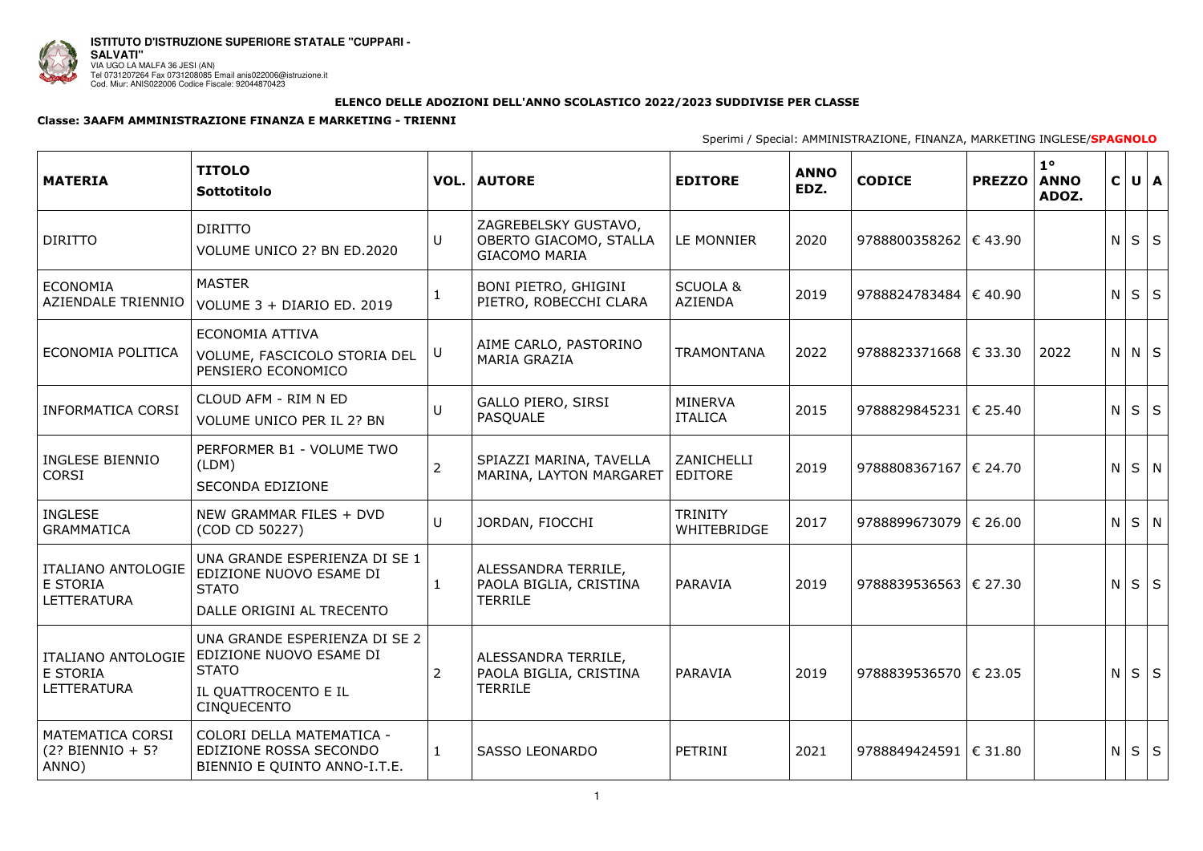**ISTITUTO D'ISTRUZIONE SUPERIORE STATALE "CUPPARI - SALVATI"**
VIA UGO LA MALFA 36 JESI (AN)
Tel 0731207264 Fax 0731208085 Email anis022006@istruzione.it
Cod. Miur: ANIS022006 Codice Fiscale: 92044870423

**ELENCO DELLE ADOZIONI DELL'ANNO SCOLASTICO 2022/2023 SUDDIVISE PER CLASSE**

**Classe: 3AAFM AMMINISTRAZIONE FINANZA E MARKETING - TRIENNI**

Sperimi / Special: AMMINISTRAZIONE, FINANZA, MARKETING INGLESE/**SPAGNOLO**

| MATERIA | TITOLO<br>Sottotitolo | VOL. | AUTORE | EDITORE | ANNO EDZ. | CODICE | PREZZO | 1° ANNO ADOZ. | C | U | A |
|---|---|---|---|---|---|---|---|---|---|---|---|
| DIRITTO | DIRITTO<br>VOLUME UNICO 2? BN ED.2020 | U | ZAGREBELSKY GUSTAVO, OBERTO GIACOMO, STALLA GIACOMO MARIA | LE MONNIER | 2020 | 9788800358262 | € 43.90 | | N | S | S |
| ECONOMIA AZIENDALE TRIENNIO | MASTER<br>VOLUME 3 + DIARIO ED. 2019 | 1 | BONI PIETRO, GHIGINI PIETRO, ROBECCHI CLARA | SCUOLA & AZIENDA | 2019 | 9788824783484 | € 40.90 | | N | S | S |
| ECONOMIA POLITICA | ECONOMIA ATTIVA<br>VOLUME, FASCICOLO STORIA DEL PENSIERO ECONOMICO | U | AIME CARLO, PASTORINO MARIA GRAZIA | TRAMONTANA | 2022 | 9788823371668 | € 33.30 | 2022 | N | N | S |
| INFORMATICA CORSI | CLOUD AFM - RIM N ED<br>VOLUME UNICO PER IL 2? BN | U | GALLO PIERO, SIRSI PASQUALE | MINERVA ITALICA | 2015 | 9788829845231 | € 25.40 | | N | S | S |
| INGLESE BIENNIO CORSI | PERFORMER B1 - VOLUME TWO (LDM)<br>SECONDA EDIZIONE | 2 | SPIAZZI MARINA, TAVELLA MARINA, LAYTON MARGARET | ZANICHELLI EDITORE | 2019 | 9788808367167 | € 24.70 | | N | S | N |
| INGLESE GRAMMATICA | NEW GRAMMAR FILES + DVD (COD CD 50227) | U | JORDAN, FIOCCHI | TRINITY WHITEBRIDGE | 2017 | 9788899673079 | € 26.00 | | N | S | N |
| ITALIANO ANTOLOGIE E STORIA LETTERATURA | UNA GRANDE ESPERIENZA DI SE 1 EDIZIONE NUOVO ESAME DI STATO<br>DALLE ORIGINI AL TRECENTO | 1 | ALESSANDRA TERRILE, PAOLA BIGLIA, CRISTINA TERRILE | PARAVIA | 2019 | 9788839536563 | € 27.30 | | N | S | S |
| ITALIANO ANTOLOGIE E STORIA LETTERATURA | UNA GRANDE ESPERIENZA DI SE 2 EDIZIONE NUOVO ESAME DI STATO<br>IL QUATTROCENTO E IL CINQUECENTO | 2 | ALESSANDRA TERRILE, PAOLA BIGLIA, CRISTINA TERRILE | PARAVIA | 2019 | 9788839536570 | € 23.05 | | N | S | S |
| MATEMATICA CORSI (2? BIENNIO + 5? ANNO) | COLORI DELLA MATEMATICA - EDIZIONE ROSSA SECONDO BIENNIO E QUINTO ANNO-I.T.E. | 1 | SASSO LEONARDO | PETRINI | 2021 | 9788849424591 | € 31.80 | | N | S | S |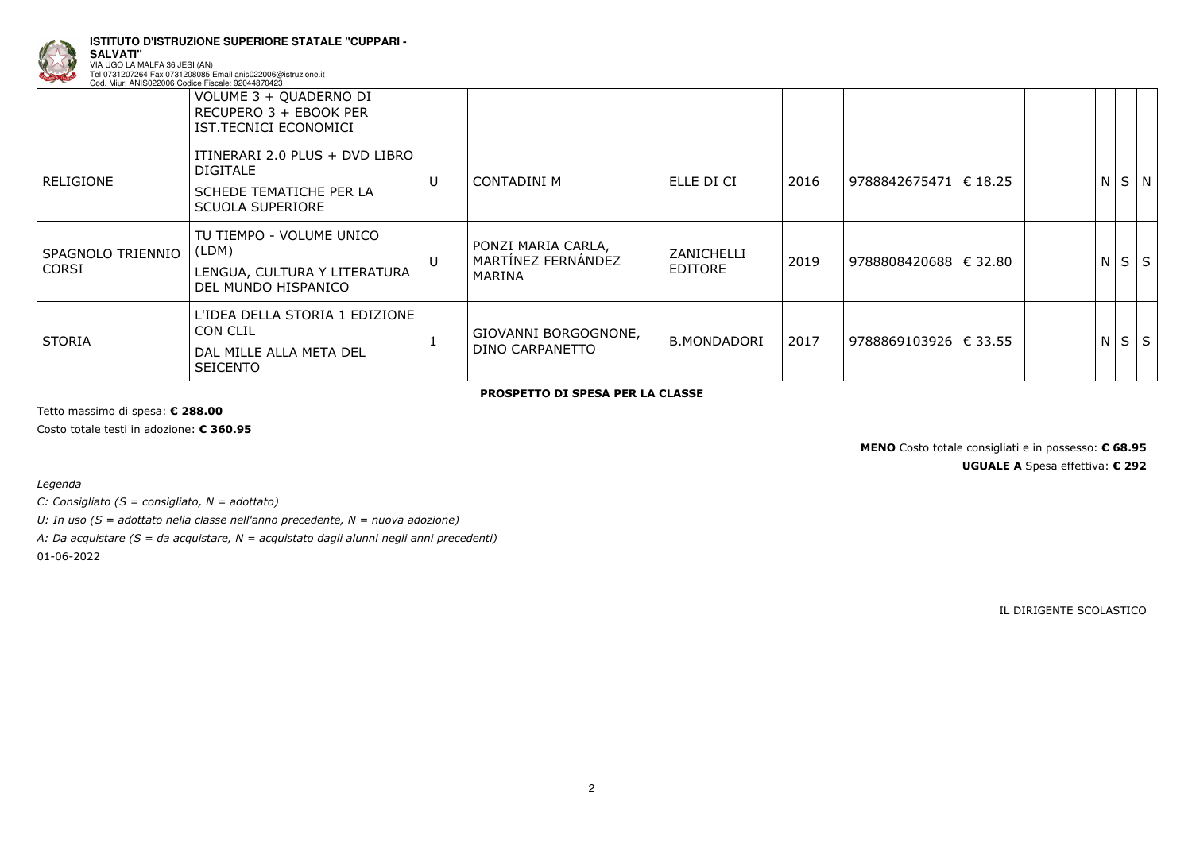| | | | | | | | | | | | |
|---|---|---|---|---|---|---|---|---|---|---|---|
| | VOLUME 3 + QUADERNO DI RECUPERO 3 + EBOOK PER IST.TECNICI ECONOMICI | | | | | | | | | | |
| RELIGIONE | ITINERARI 2.0 PLUS + DVD LIBRO DIGITALE<br>SCHEDE TEMATICHE PER LA SCUOLA SUPERIORE | U | CONTADINI M | ELLE DI CI | 2016 | 9788842675471 | € 18.25 | | N | S | N |
| SPAGNOLO TRIENNIO CORSI | TU TIEMPO - VOLUME UNICO (LDM)<br>LENGUA, CULTURA Y LITERATURA DEL MUNDO HISPANICO | U | PONZI MARIA CARLA, MARTÍNEZ FERNÁNDEZ MARINA | ZANICHELLI EDITORE | 2019 | 9788808420688 | € 32.80 | | N | S | S |
| STORIA | L'IDEA DELLA STORIA 1 EDIZIONE CON CLIL<br>DAL MILLE ALLA META DEL SEICENTO | 1 | GIOVANNI BORGOGNONE, DINO CARPANETTO | B.MONDADORI | 2017 | 9788869103926 | € 33.55 | | N | S | S |

**PROSPETTO DI SPESA PER LA CLASSE**

Tetto massimo di spesa: **€ 288.00**

Costo totale testi in adozione: **€ 360.95**

**MENO** Costo totale consigliati e in possesso: **€ 68.95**

**UGUALE A** Spesa effettiva: **€ 292**

*Legenda*

*C: Consigliato (S = consigliato, N = adottato)*

*U: In uso (S = adottato nella classe nell'anno precedente, N = nuova adozione)*

*A: Da acquistare (S = da acquistare, N = acquistato dagli alunni negli anni precedenti)*

01-06-2022

IL DIRIGENTE SCOLASTICO